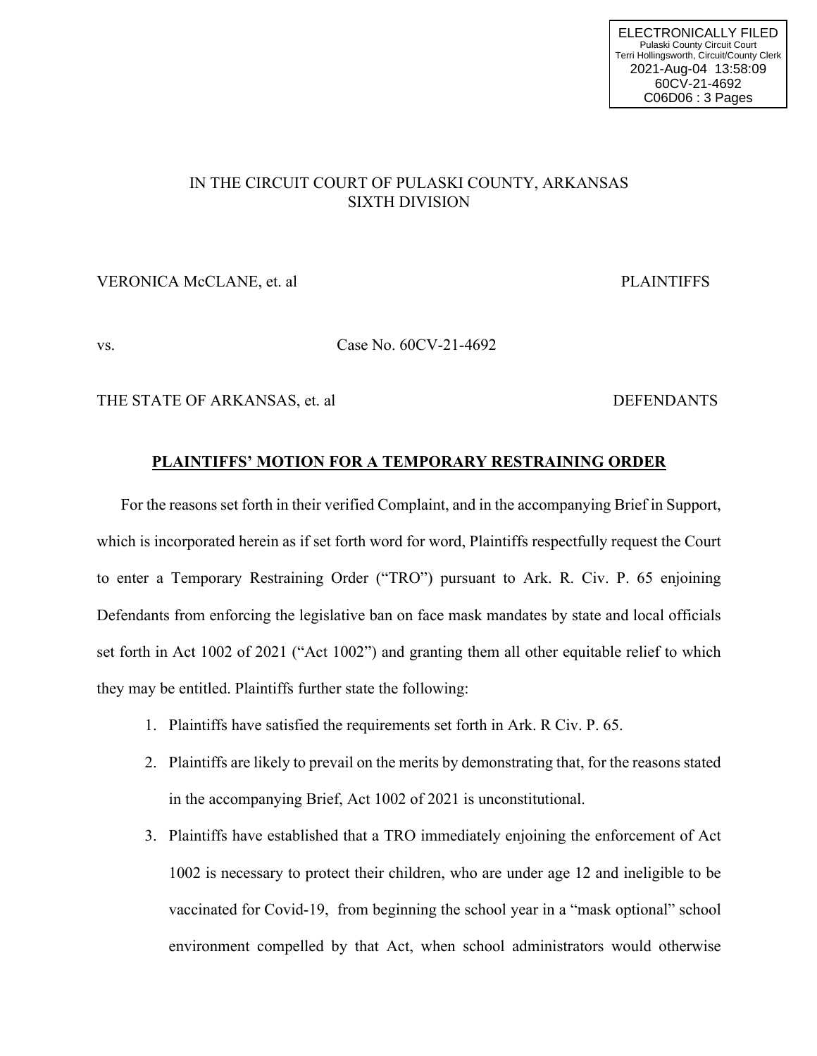ELECTRONICALLY FILED
Pulaski County Circuit Court
Terri Hollingsworth, Circuit/County Clerk
2021-Aug-04 13:58:09
60CV-21-4692
C06D06 : 3 Pages

IN THE CIRCUIT COURT OF PULASKI COUNTY, ARKANSAS
SIXTH DIVISION

VERONICA McCLANE, et. al PLAINTIFFS

vs. Case No. 60CV-21-4692

THE STATE OF ARKANSAS, et. al DEFENDANTS

**PLAINTIFFS' MOTION FOR A TEMPORARY RESTRAINING ORDER**

For the reasons set forth in their verified Complaint, and in the accompanying Brief in Support, which is incorporated herein as if set forth word for word, Plaintiffs respectfully request the Court to enter a Temporary Restraining Order ("TRO") pursuant to Ark. R. Civ. P. 65 enjoining Defendants from enforcing the legislative ban on face mask mandates by state and local officials set forth in Act 1002 of 2021 ("Act 1002") and granting them all other equitable relief to which they may be entitled. Plaintiffs further state the following:

1. Plaintiffs have satisfied the requirements set forth in Ark. R Civ. P. 65.
2. Plaintiffs are likely to prevail on the merits by demonstrating that, for the reasons stated in the accompanying Brief, Act 1002 of 2021 is unconstitutional.
3. Plaintiffs have established that a TRO immediately enjoining the enforcement of Act 1002 is necessary to protect their children, who are under age 12 and ineligible to be vaccinated for Covid-19, from beginning the school year in a "mask optional" school environment compelled by that Act, when school administrators would otherwise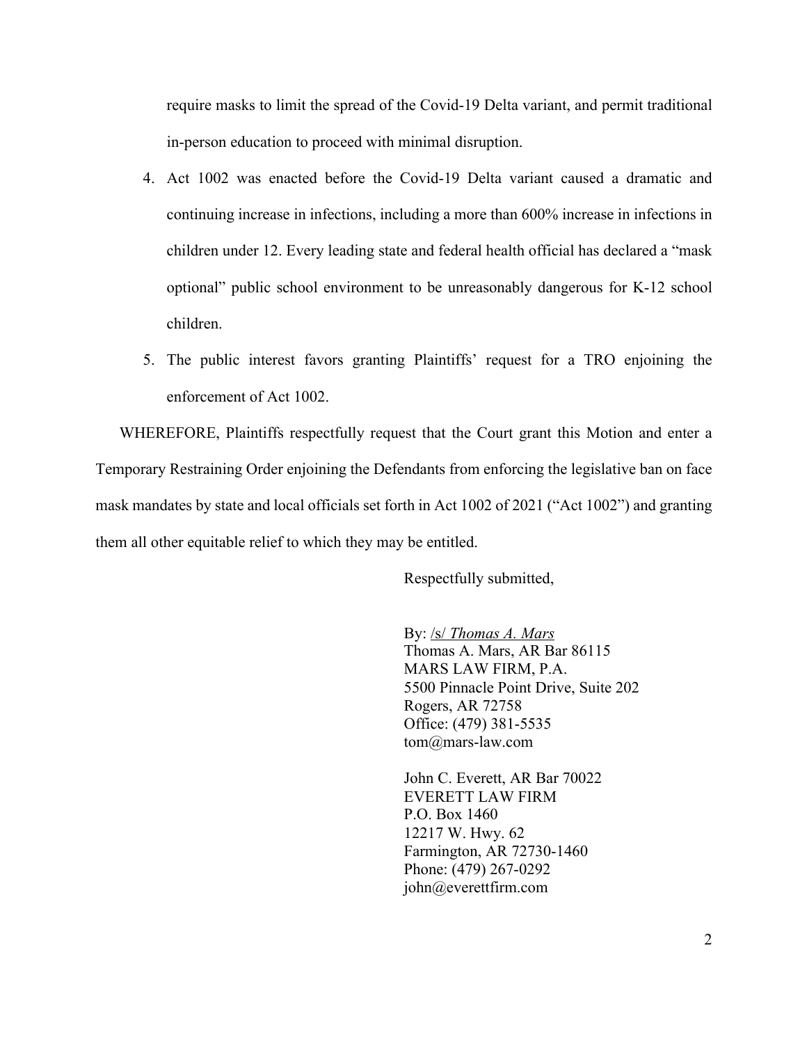require masks to limit the spread of the Covid-19 Delta variant, and permit traditional in-person education to proceed with minimal disruption.

4. Act 1002 was enacted before the Covid-19 Delta variant caused a dramatic and continuing increase in infections, including a more than 600% increase in infections in children under 12. Every leading state and federal health official has declared a "mask optional" public school environment to be unreasonably dangerous for K-12 school children.
5. The public interest favors granting Plaintiffs' request for a TRO enjoining the enforcement of Act 1002.

WHEREFORE, Plaintiffs respectfully request that the Court grant this Motion and enter a Temporary Restraining Order enjoining the Defendants from enforcing the legislative ban on face mask mandates by state and local officials set forth in Act 1002 of 2021 ("Act 1002") and granting them all other equitable relief to which they may be entitled.

Respectfully submitted,

By: /s/ *Thomas A. Mars*
Thomas A. Mars, AR Bar 86115
MARS LAW FIRM, P.A.
5500 Pinnacle Point Drive, Suite 202
Rogers, AR 72758
Office: (479) 381-5535
tom@mars-law.com

John C. Everett, AR Bar 70022
EVERETT LAW FIRM
P.O. Box 1460
12217 W. Hwy. 62
Farmington, AR 72730-1460
Phone: (479) 267-0292
john@everettfirm.com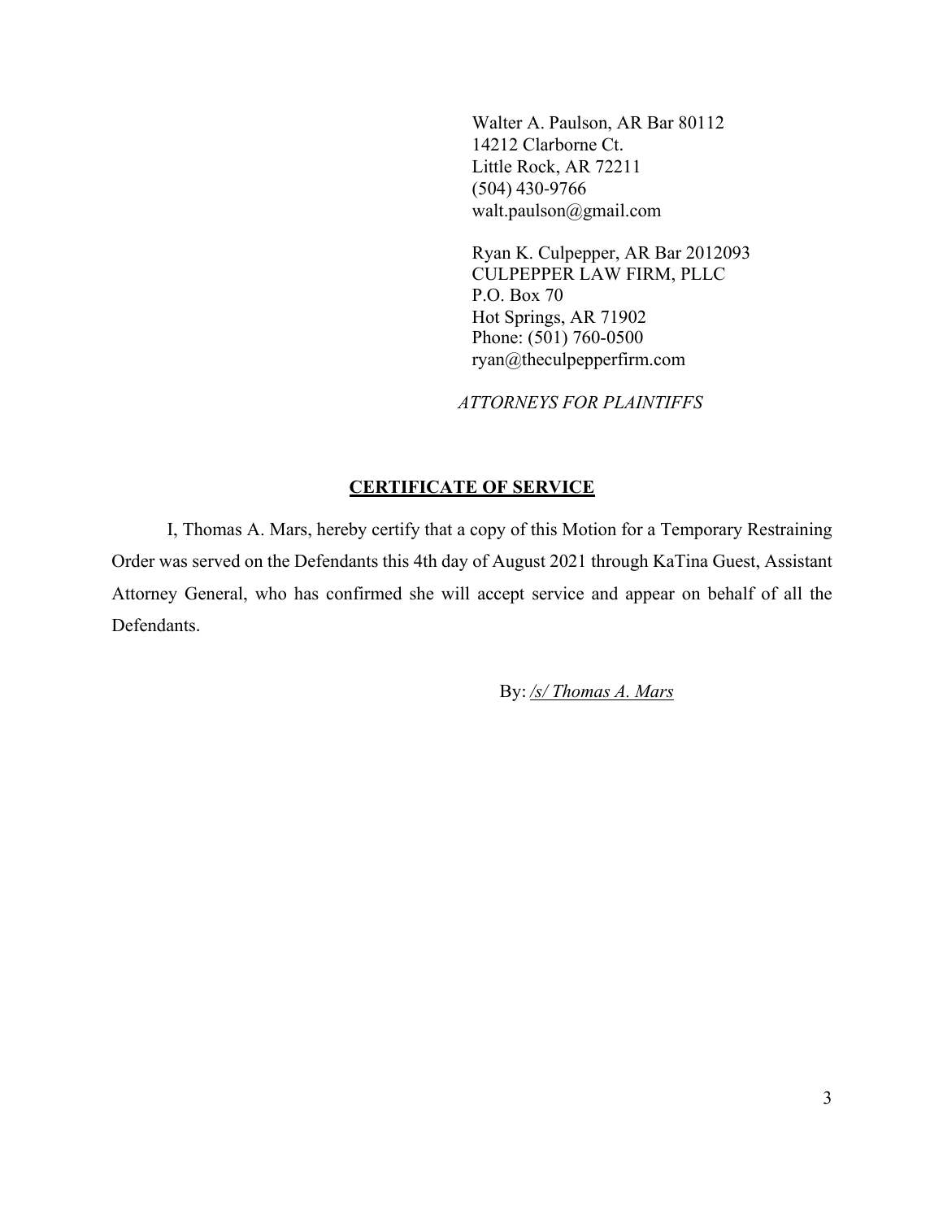Walter A. Paulson, AR Bar 80112
14212 Clarborne Ct.
Little Rock, AR 72211
(504) 430-9766
walt.paulson@gmail.com

Ryan K. Culpepper, AR Bar 2012093
CULPEPPER LAW FIRM, PLLC
P.O. Box 70
Hot Springs, AR 71902
Phone: (501) 760-0500
ryan@theculpepperfirm.com

*ATTORNEYS FOR PLAINTIFFS*

## CERTIFICATE OF SERVICE

I, Thomas A. Mars, hereby certify that a copy of this Motion for a Temporary Restraining Order was served on the Defendants this 4th day of August 2021 through KaTina Guest, Assistant Attorney General, who has confirmed she will accept service and appear on behalf of all the Defendants.

By: */s/ Thomas A. Mars*